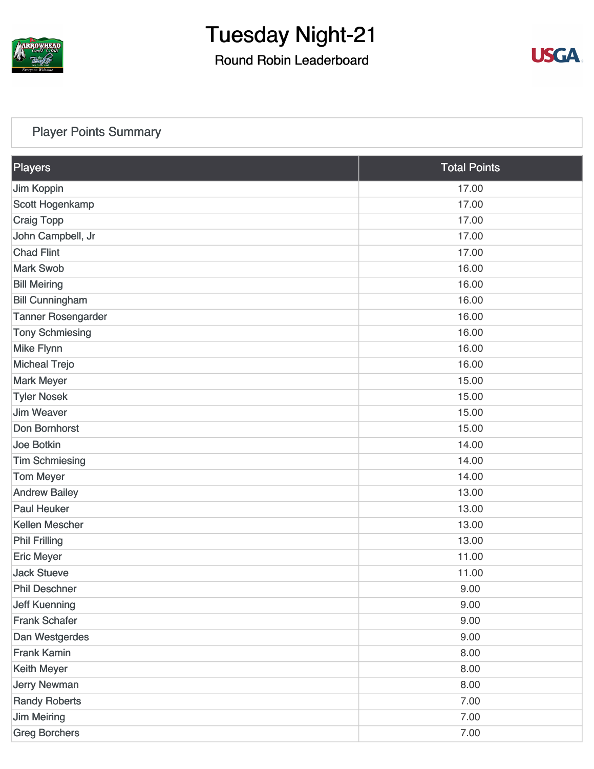# Tuesday Night-21

## Round Robin Leaderboard

### Player Points Summary

| Players | Total Points |
|---|---|
| Jim Koppin | 17.00 |
| Scott Hogenkamp | 17.00 |
| Craig Topp | 17.00 |
| John Campbell, Jr | 17.00 |
| Chad Flint | 17.00 |
| Mark Swob | 16.00 |
| Bill Meiring | 16.00 |
| Bill Cunningham | 16.00 |
| Tanner Rosengarder | 16.00 |
| Tony Schmiesing | 16.00 |
| Mike Flynn | 16.00 |
| Micheal Trejo | 16.00 |
| Mark Meyer | 15.00 |
| Tyler Nosek | 15.00 |
| Jim Weaver | 15.00 |
| Don Bornhorst | 15.00 |
| Joe Botkin | 14.00 |
| Tim Schmiesing | 14.00 |
| Tom Meyer | 14.00 |
| Andrew Bailey | 13.00 |
| Paul Heuker | 13.00 |
| Kellen Mescher | 13.00 |
| Phil Frilling | 13.00 |
| Eric Meyer | 11.00 |
| Jack Stueve | 11.00 |
| Phil Deschner | 9.00 |
| Jeff Kuenning | 9.00 |
| Frank Schafer | 9.00 |
| Dan Westgerdes | 9.00 |
| Frank Kamin | 8.00 |
| Keith Meyer | 8.00 |
| Jerry Newman | 8.00 |
| Randy Roberts | 7.00 |
| Jim Meiring | 7.00 |
| Greg Borchers | 7.00 |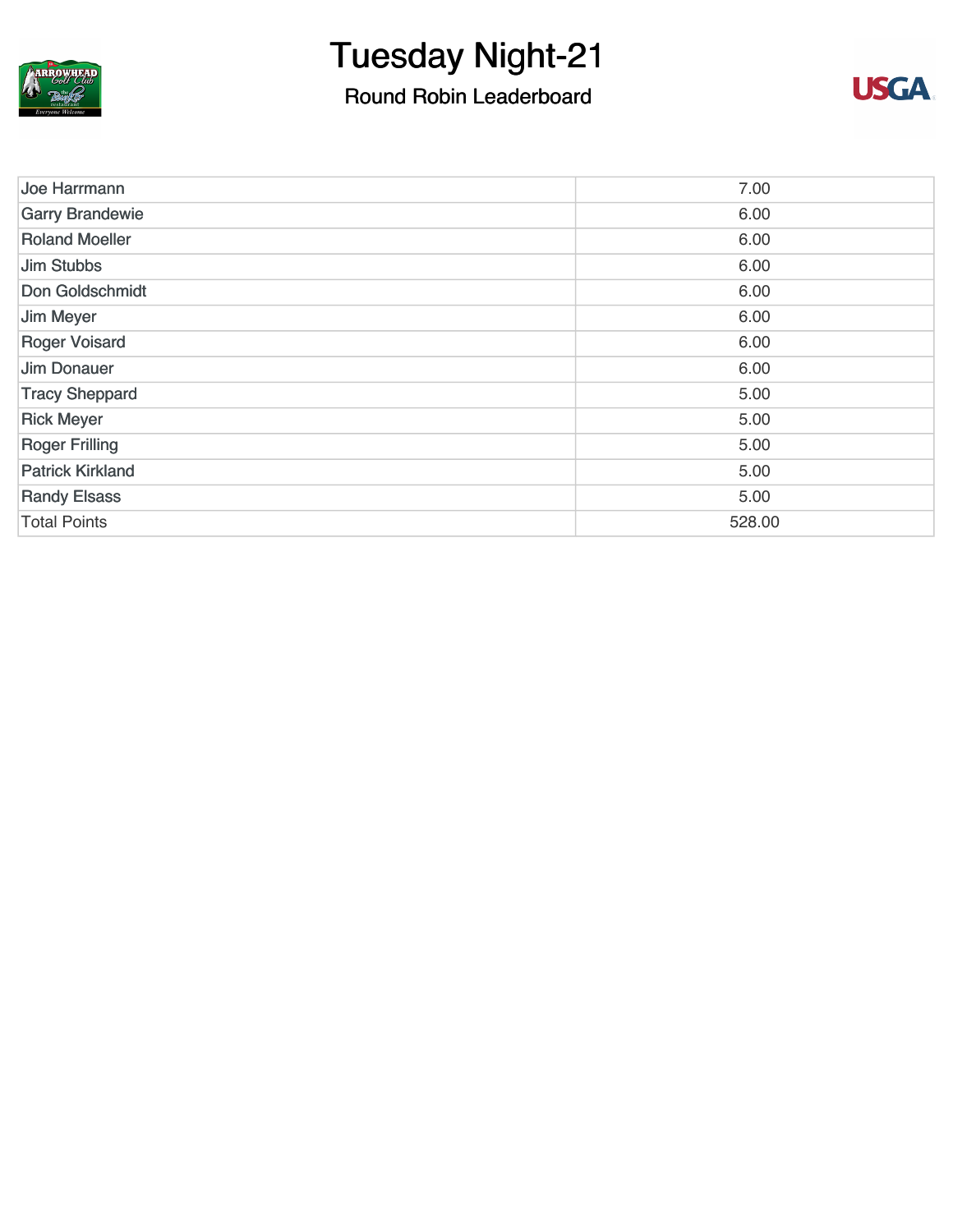# Tuesday Night-21

## Round Robin Leaderboard

| | |
|---|---|
| Joe Harrmann | 7.00 |
| Garry Brandewie | 6.00 |
| Roland Moeller | 6.00 |
| Jim Stubbs | 6.00 |
| Don Goldschmidt | 6.00 |
| Jim Meyer | 6.00 |
| Roger Voisard | 6.00 |
| Jim Donauer | 6.00 |
| Tracy Sheppard | 5.00 |
| Rick Meyer | 5.00 |
| Roger Frilling | 5.00 |
| Patrick Kirkland | 5.00 |
| Randy Elsass | 5.00 |
| Total Points | 528.00 |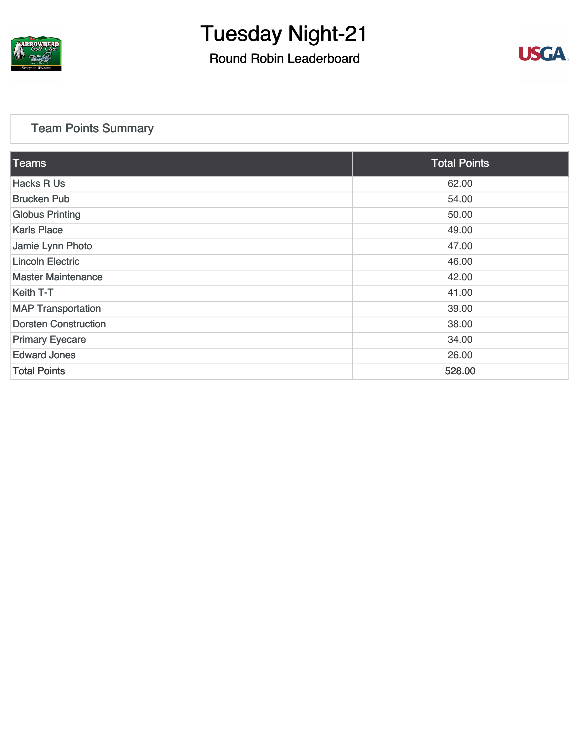# Tuesday Night-21

## Round Robin Leaderboard

### Team Points Summary

| Teams | Total Points |
| --- | --- |
| Hacks R Us | 62.00 |
| Brucken Pub | 54.00 |
| Globus Printing | 50.00 |
| Karls Place | 49.00 |
| Jamie Lynn Photo | 47.00 |
| Lincoln Electric | 46.00 |
| Master Maintenance | 42.00 |
| Keith T-T | 41.00 |
| MAP Transportation | 39.00 |
| Dorsten Construction | 38.00 |
| Primary Eyecare | 34.00 |
| Edward Jones | 26.00 |
| Total Points | 528.00 |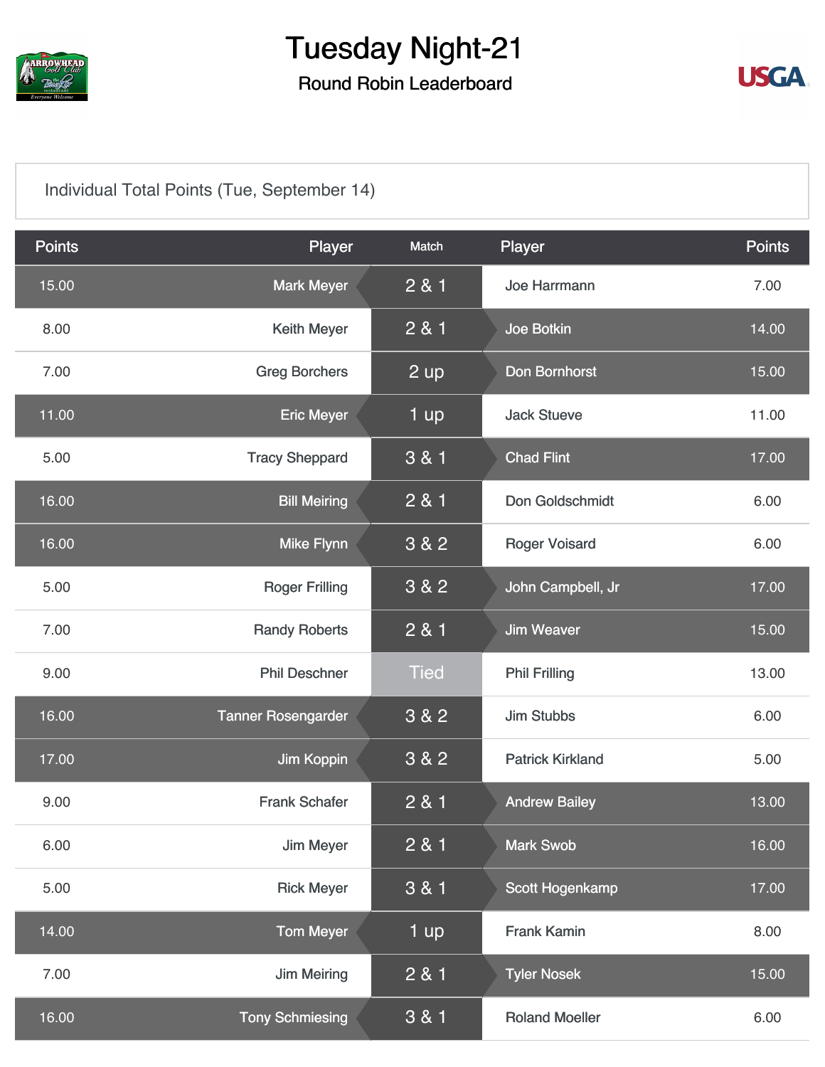# Tuesday Night-21

## Round Robin Leaderboard

Individual Total Points (Tue, September 14)

| Points | Player | Match | Player | Points |
|---|---|---|---|---|
| 15.00 | Mark Meyer | 2 & 1 | Joe Harrmann | 7.00 |
| 8.00 | Keith Meyer | 2 & 1 | Joe Botkin | 14.00 |
| 7.00 | Greg Borchers | 2 up | Don Bornhorst | 15.00 |
| 11.00 | Eric Meyer | 1 up | Jack Stueve | 11.00 |
| 5.00 | Tracy Sheppard | 3 & 1 | Chad Flint | 17.00 |
| 16.00 | Bill Meiring | 2 & 1 | Don Goldschmidt | 6.00 |
| 16.00 | Mike Flynn | 3 & 2 | Roger Voisard | 6.00 |
| 5.00 | Roger Frilling | 3 & 2 | John Campbell, Jr | 17.00 |
| 7.00 | Randy Roberts | 2 & 1 | Jim Weaver | 15.00 |
| 9.00 | Phil Deschner | Tied | Phil Frilling | 13.00 |
| 16.00 | Tanner Rosengarder | 3 & 2 | Jim Stubbs | 6.00 |
| 17.00 | Jim Koppin | 3 & 2 | Patrick Kirkland | 5.00 |
| 9.00 | Frank Schafer | 2 & 1 | Andrew Bailey | 13.00 |
| 6.00 | Jim Meyer | 2 & 1 | Mark Swob | 16.00 |
| 5.00 | Rick Meyer | 3 & 1 | Scott Hogenkamp | 17.00 |
| 14.00 | Tom Meyer | 1 up | Frank Kamin | 8.00 |
| 7.00 | Jim Meiring | 2 & 1 | Tyler Nosek | 15.00 |
| 16.00 | Tony Schmiesing | 3 & 1 | Roland Moeller | 6.00 |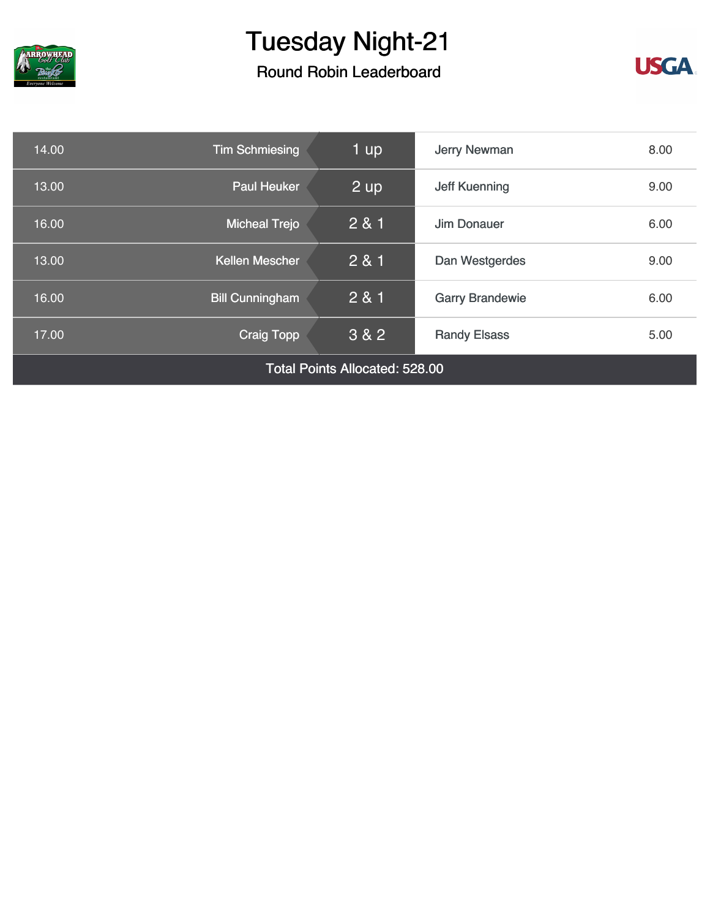# Tuesday Night-21

## Round Robin Leaderboard

| Points | Player | Result | Opponent | Points |
|---|---|---|---|---|
| 14.00 | Tim Schmiesing | 1 up | Jerry Newman | 8.00 |
| 13.00 | Paul Heuker | 2 up | Jeff Kuenning | 9.00 |
| 16.00 | Micheal Trejo | 2 & 1 | Jim Donauer | 6.00 |
| 13.00 | Kellen Mescher | 2 & 1 | Dan Westgerdes | 9.00 |
| 16.00 | Bill Cunningham | 2 & 1 | Garry Brandewie | 6.00 |
| 17.00 | Craig Topp | 3 & 2 | Randy Elsass | 5.00 |

Total Points Allocated: 528.00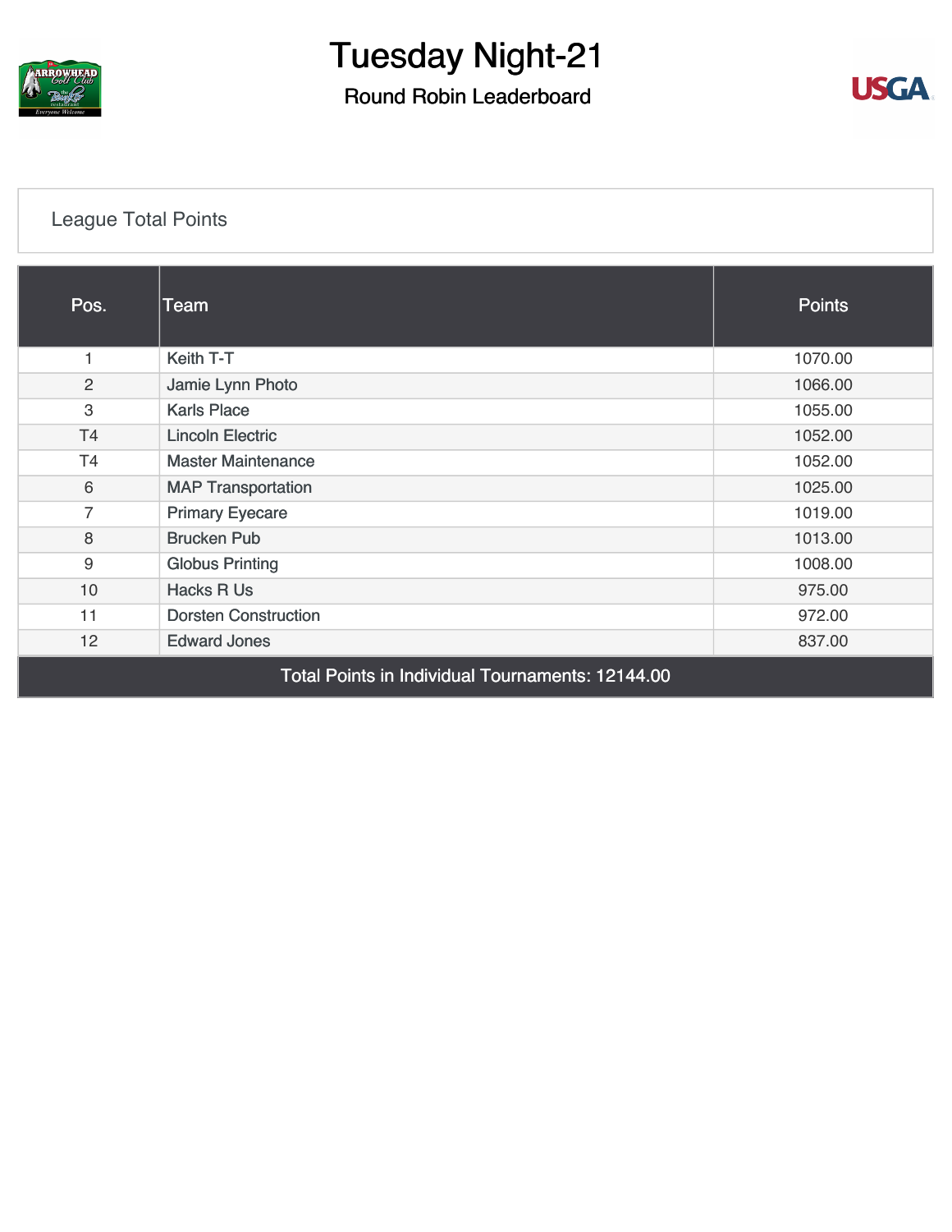# Tuesday Night-21

## Round Robin Leaderboard

League Total Points

| Pos. | Team | Points |
|---|---|---|
| 1 | Keith T-T | 1070.00 |
| 2 | Jamie Lynn Photo | 1066.00 |
| 3 | Karls Place | 1055.00 |
| T4 | Lincoln Electric | 1052.00 |
| T4 | Master Maintenance | 1052.00 |
| 6 | MAP Transportation | 1025.00 |
| 7 | Primary Eyecare | 1019.00 |
| 8 | Brucken Pub | 1013.00 |
| 9 | Globus Printing | 1008.00 |
| 10 | Hacks R Us | 975.00 |
| 11 | Dorsten Construction | 972.00 |
| 12 | Edward Jones | 837.00 |

Total Points in Individual Tournaments: 12144.00